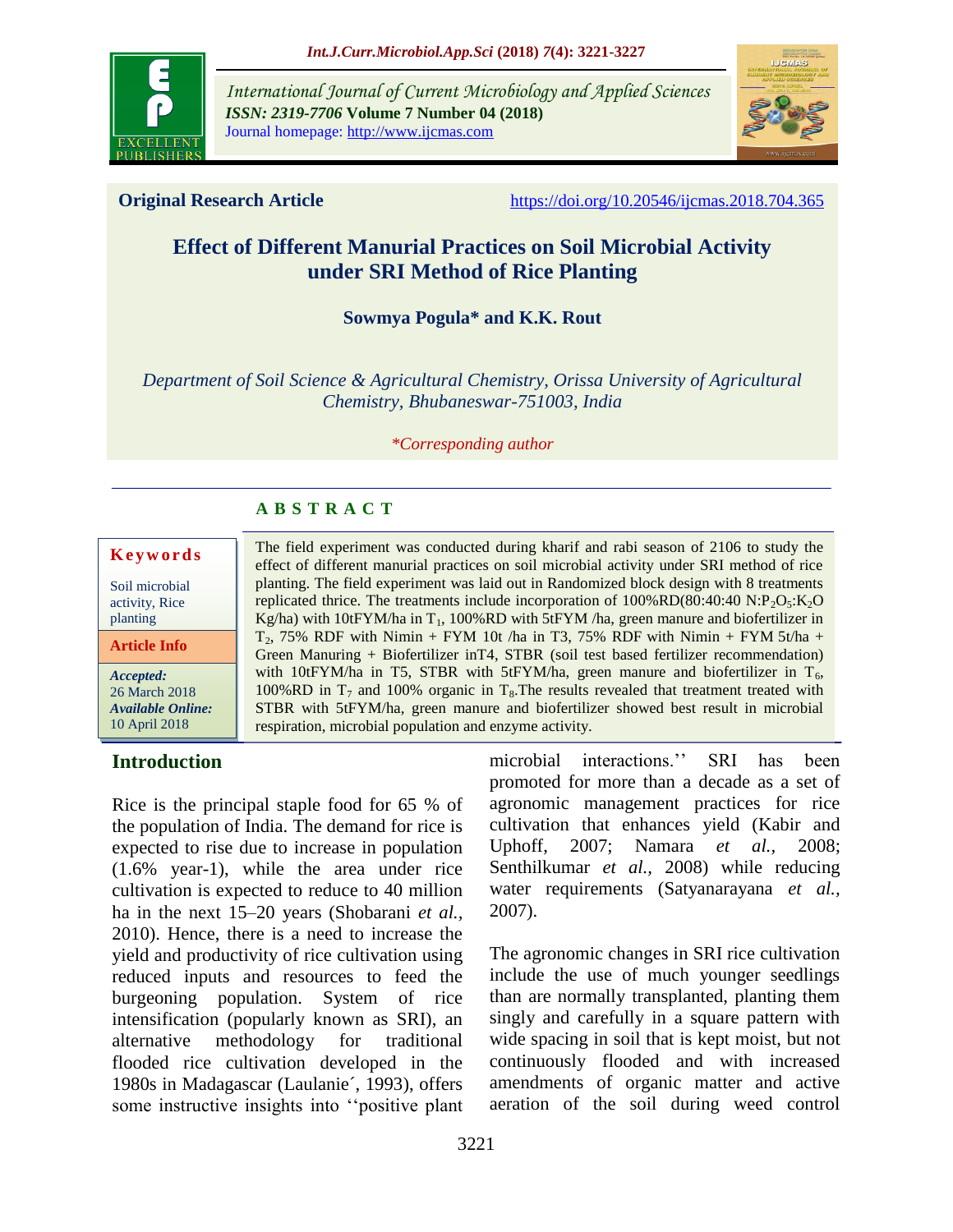International Journal of Current Microbiology and Applied Sciences
*ISSN: 2319-7706* **Volume 7 Number 04 (2018)**
Journal homepage: http://www.ijcmas.com

**Original Research Article** https://doi.org/10.20546/ijcmas.2018.704.365

# Effect of Different Manurial Practices on Soil Microbial Activity under SRI Method of Rice Planting

**Sowmya Pogula* and K.K. Rout**

*Department of Soil Science & Agricultural Chemistry, Orissa University of Agricultural Chemistry, Bhubaneswar-751003, India*

**Corresponding author*

**Keywords**

Soil microbial activity, Rice planting

**Article Info**

***Accepted:*** 26 March 2018
***Available Online:*** 10 April 2018

## ABSTRACT

The field experiment was conducted during kharif and rabi season of 2106 to study the effect of different manurial practices on soil microbial activity under SRI method of rice planting. The field experiment was laid out in Randomized block design with 8 treatments replicated thrice. The treatments include incorporation of 100%RD(80:40:40 N:$P_2O_5$:$K_2O$ Kg/ha) with 10tFYM/ha in $T_1$, 100%RD with 5tFYM /ha, green manure and biofertilizer in $T_2$, 75% RDF with Nimin + FYM 10t /ha in T3, 75% RDF with Nimin + FYM 5t/ha + Green Manuring + Biofertilizer inT4, STBR (soil test based fertilizer recommendation) with 10tFYM/ha in T5, STBR with 5tFYM/ha, green manure and biofertilizer in $T_6$, 100%RD in $T_7$ and 100% organic in $T_8$.The results revealed that treatment treated with STBR with 5tFYM/ha, green manure and biofertilizer showed best result in microbial respiration, microbial population and enzyme activity.

## Introduction

Rice is the principal staple food for 65 % of the population of India. The demand for rice is expected to rise due to increase in population (1.6% year-1), while the area under rice cultivation is expected to reduce to 40 million ha in the next 15–20 years (Shobarani *et al.,* 2010). Hence, there is a need to increase the yield and productivity of rice cultivation using reduced inputs and resources to feed the burgeoning population. System of rice intensification (popularly known as SRI), an alternative methodology for traditional flooded rice cultivation developed in the 1980s in Madagascar (Laulanie´, 1993), offers some instructive insights into ‘‘positive plant microbial interactions.’’ SRI has been promoted for more than a decade as a set of agronomic management practices for rice cultivation that enhances yield (Kabir and Uphoff, 2007; Namara *et al.,* 2008; Senthilkumar *et al.,* 2008) while reducing water requirements (Satyanarayana *et al.,* 2007).

The agronomic changes in SRI rice cultivation include the use of much younger seedlings than are normally transplanted, planting them singly and carefully in a square pattern with wide spacing in soil that is kept moist, but not continuously flooded and with increased amendments of organic matter and active aeration of the soil during weed control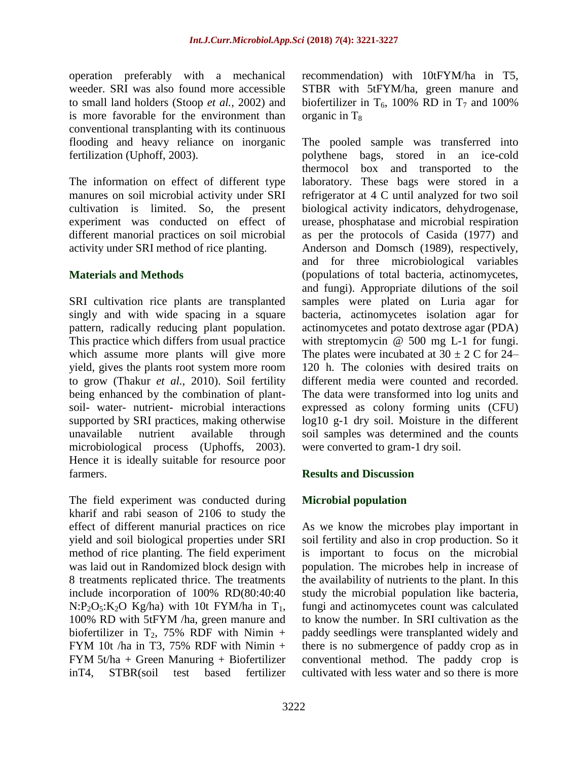operation preferably with a mechanical weeder. SRI was also found more accessible to small land holders (Stoop *et al.,* 2002) and is more favorable for the environment than conventional transplanting with its continuous flooding and heavy reliance on inorganic fertilization (Uphoff, 2003).

The information on effect of different type manures on soil microbial activity under SRI cultivation is limited. So, the present experiment was conducted on effect of different manorial practices on soil microbial activity under SRI method of rice planting.

## Materials and Methods

SRI cultivation rice plants are transplanted singly and with wide spacing in a square pattern, radically reducing plant population. This practice which differs from usual practice which assume more plants will give more yield, gives the plants root system more room to grow (Thakur *et al.,* 2010). Soil fertility being enhanced by the combination of plant-soil- water- nutrient- microbial interactions supported by SRI practices, making otherwise unavailable nutrient available through microbiological process (Uphoffs, 2003). Hence it is ideally suitable for resource poor farmers.

The field experiment was conducted during kharif and rabi season of 2106 to study the effect of different manurial practices on rice yield and soil biological properties under SRI method of rice planting. The field experiment was laid out in Randomized block design with 8 treatments replicated thrice. The treatments include incorporation of 100% RD(80:40:40 $N:P_2O_5:K_2O$ Kg/ha) with 10t FYM/ha in $T_1$, 100% RD with 5tFYM /ha, green manure and biofertilizer in $T_2$, 75% RDF with Nimin + FYM 10t /ha in T3, 75% RDF with Nimin + FYM 5t/ha + Green Manuring + Biofertilizer inT4, STBR(soil test based fertilizer recommendation) with 10tFYM/ha in T5, STBR with 5tFYM/ha, green manure and biofertilizer in $T_6$, 100% RD in $T_7$ and 100% organic in $T_8$

The pooled sample was transferred into polythene bags, stored in an ice-cold thermocol box and transported to the laboratory. These bags were stored in a refrigerator at 4 C until analyzed for two soil biological activity indicators, dehydrogenase, urease, phosphatase and microbial respiration as per the protocols of Casida (1977) and Anderson and Domsch (1989), respectively, and for three microbiological variables (populations of total bacteria, actinomycetes, and fungi). Appropriate dilutions of the soil samples were plated on Luria agar for bacteria, actinomycetes isolation agar for actinomycetes and potato dextrose agar (PDA) with streptomycin @ 500 mg L-1 for fungi. The plates were incubated at $30 \pm 2$ C for 24–120 h. The colonies with desired traits on different media were counted and recorded. The data were transformed into log units and expressed as colony forming units (CFU) log10 g-1 dry soil. Moisture in the different soil samples was determined and the counts were converted to gram-1 dry soil.

## Results and Discussion

### Microbial population

As we know the microbes play important in soil fertility and also in crop production. So it is important to focus on the microbial population. The microbes help in increase of the availability of nutrients to the plant. In this study the microbial population like bacteria, fungi and actinomycetes count was calculated to know the number. In SRI cultivation as the paddy seedlings were transplanted widely and there is no submergence of paddy crop as in conventional method. The paddy crop is cultivated with less water and so there is more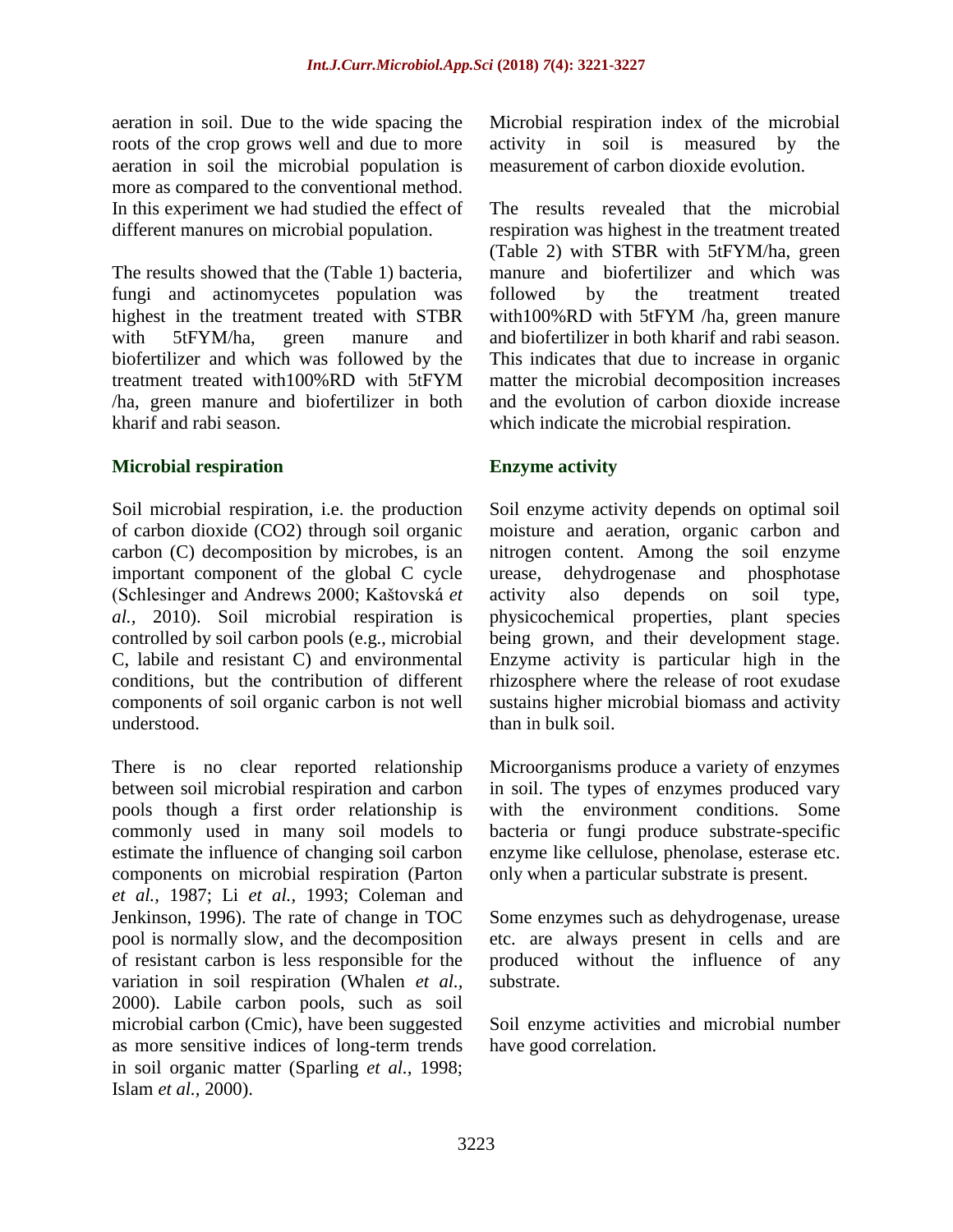aeration in soil. Due to the wide spacing the roots of the crop grows well and due to more aeration in soil the microbial population is more as compared to the conventional method. In this experiment we had studied the effect of different manures on microbial population.

The results showed that the (Table 1) bacteria, fungi and actinomycetes population was highest in the treatment treated with STBR with 5tFYM/ha, green manure and biofertilizer and which was followed by the treatment treated with100%RD with 5tFYM /ha, green manure and biofertilizer in both kharif and rabi season.

## Microbial respiration

Soil microbial respiration, i.e. the production of carbon dioxide (CO2) through soil organic carbon (C) decomposition by microbes, is an important component of the global C cycle (Schlesinger and Andrews 2000; Kaštovská *et al.,* 2010). Soil microbial respiration is controlled by soil carbon pools (e.g., microbial C, labile and resistant C) and environmental conditions, but the contribution of different components of soil organic carbon is not well understood.

There is no clear reported relationship between soil microbial respiration and carbon pools though a first order relationship is commonly used in many soil models to estimate the influence of changing soil carbon components on microbial respiration (Parton *et al.,* 1987; Li *et al.,* 1993; Coleman and Jenkinson, 1996). The rate of change in TOC pool is normally slow, and the decomposition of resistant carbon is less responsible for the variation in soil respiration (Whalen *et al.,* 2000). Labile carbon pools, such as soil microbial carbon (Cmic), have been suggested as more sensitive indices of long-term trends in soil organic matter (Sparling *et al.,* 1998; Islam *et al.,* 2000).

Microbial respiration index of the microbial activity in soil is measured by the measurement of carbon dioxide evolution.

The results revealed that the microbial respiration was highest in the treatment treated (Table 2) with STBR with 5tFYM/ha, green manure and biofertilizer and which was followed by the treatment treated with100%RD with 5tFYM /ha, green manure and biofertilizer in both kharif and rabi season. This indicates that due to increase in organic matter the microbial decomposition increases and the evolution of carbon dioxide increase which indicate the microbial respiration.

## Enzyme activity

Soil enzyme activity depends on optimal soil moisture and aeration, organic carbon and nitrogen content. Among the soil enzyme urease, dehydrogenase and phosphotase activity also depends on soil type, physicochemical properties, plant species being grown, and their development stage. Enzyme activity is particular high in the rhizosphere where the release of root exudase sustains higher microbial biomass and activity than in bulk soil.

Microorganisms produce a variety of enzymes in soil. The types of enzymes produced vary with the environment conditions. Some bacteria or fungi produce substrate-specific enzyme like cellulose, phenolase, esterase etc. only when a particular substrate is present.

Some enzymes such as dehydrogenase, urease etc. are always present in cells and are produced without the influence of any substrate.

Soil enzyme activities and microbial number have good correlation.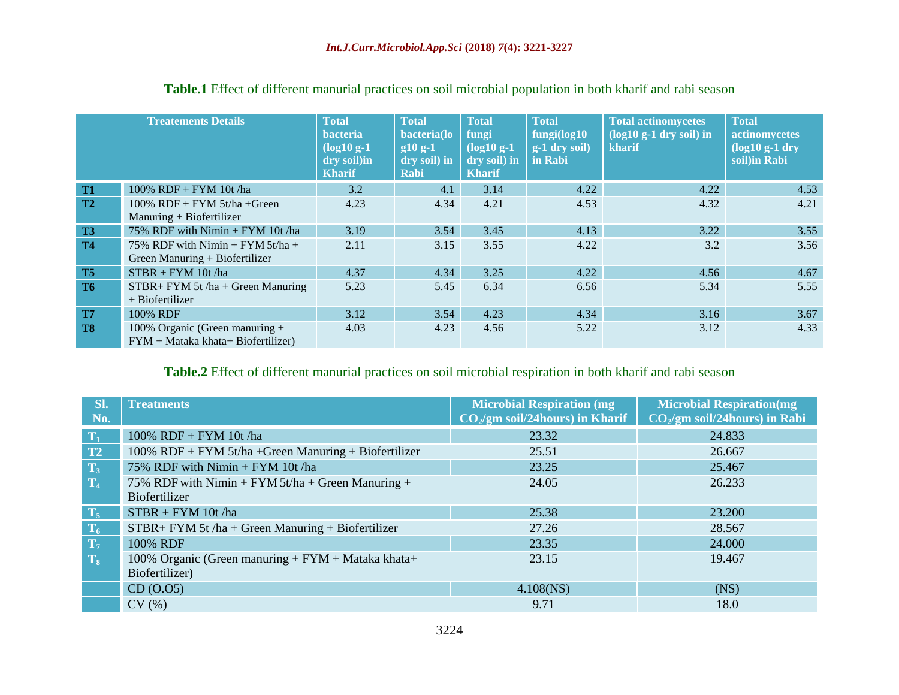**Table.1** Effect of different manurial practices on soil microbial population in both kharif and rabi season

| Treatements Details | | Total bacteria (log10 g-1 dry soil)in Kharif | Total bacteria(log10 g-1 dry soil) in Rabi | Total fungi (log10 g-1 dry soil) in Kharif | Total fungi(log10 g-1 dry soil) in Rabi | Total actinomycetes (log10 g-1 dry soil) in kharif | Total actinomycetes (log10 g-1 dry soil)in Rabi |
|---|---|---|---|---|---|---|---|
| **T1** | 100% RDF + FYM 10t /ha | 3.2 | 4.1 | 3.14 | 4.22 | 4.22 | 4.53 |
| **T2** | 100% RDF + FYM 5t/ha +Green Manuring + Biofertilizer | 4.23 | 4.34 | 4.21 | 4.53 | 4.32 | 4.21 |
| **T3** | 75% RDF with Nimin + FYM 10t /ha | 3.19 | 3.54 | 3.45 | 4.13 | 3.22 | 3.55 |
| **T4** | 75% RDF with Nimin + FYM 5t/ha + Green Manuring + Biofertilizer | 2.11 | 3.15 | 3.55 | 4.22 | 3.2 | 3.56 |
| **T5** | STBR + FYM 10t /ha | 4.37 | 4.34 | 3.25 | 4.22 | 4.56 | 4.67 |
| **T6** | STBR+ FYM 5t /ha + Green Manuring + Biofertilizer | 5.23 | 5.45 | 6.34 | 6.56 | 5.34 | 5.55 |
| **T7** | 100% RDF | 3.12 | 3.54 | 4.23 | 4.34 | 3.16 | 3.67 |
| **T8** | 100% Organic (Green manuring + FYM + Mataka khata+ Biofertilizer) | 4.03 | 4.23 | 4.56 | 5.22 | 3.12 | 4.33 |

**Table.2** Effect of different manurial practices on soil microbial respiration in both kharif and rabi season

| Sl. No. | Treatments | Microbial Respiration (mg $CO_2$/gm soil/24hours) in Kharif | Microbial Respiration(mg $CO_2$/gm soil/24hours) in Rabi |
|---|---|---|---|
| $T_1$ | 100% RDF + FYM 10t /ha | 23.32 | 24.833 |
| T2 | 100% RDF + FYM 5t/ha +Green Manuring + Biofertilizer | 25.51 | 26.667 |
| $T_3$ | 75% RDF with Nimin + FYM 10t /ha | 23.25 | 25.467 |
| $T_4$ | 75% RDF with Nimin + FYM 5t/ha + Green Manuring + Biofertilizer | 24.05 | 26.233 |
| $T_5$ | STBR + FYM 10t /ha | 25.38 | 23.200 |
| $T_6$ | STBR+ FYM 5t /ha + Green Manuring + Biofertilizer | 27.26 | 28.567 |
| $T_7$ | 100% RDF | 23.35 | 24.000 |
| $T_8$ | 100% Organic (Green manuring + FYM + Mataka khata+ Biofertilizer) | 23.15 | 19.467 |
| | CD (O.O5) | 4.108(NS) | (NS) |
| | CV (%) | 9.71 | 18.0 |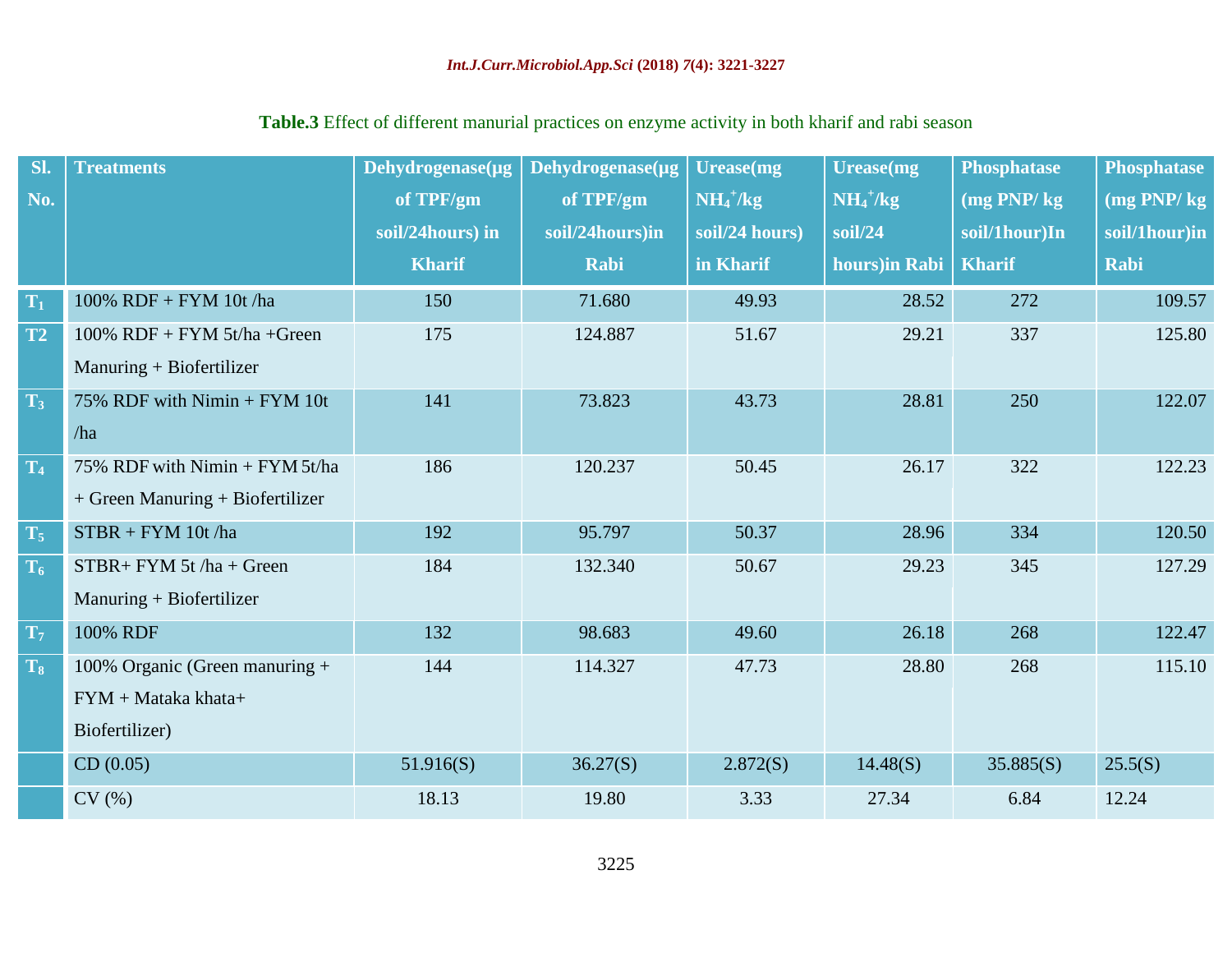**Table.3** Effect of different manurial practices on enzyme activity in both kharif and rabi season

| Sl. No. | Treatments | Dehydrogenase(µg of TPF/gm soil/24hours) in Kharif | Dehydrogenase(µg of TPF/gm soil/24hours)in Rabi | Urease(mg $NH_4^+$/kg soil/24 hours) in Kharif | Urease(mg $NH_4^+$/kg soil/24 hours)in Rabi | Phosphatase (mg PNP/ kg soil/1hour)In Kharif | Phosphatase (mg PNP/ kg soil/1hour)in Rabi |
|---|---|---|---|---|---|---|---|
| $T_1$ | 100% RDF + FYM 10t /ha | 150 | 71.680 | 49.93 | 28.52 | 272 | 109.57 |
| T2 | 100% RDF + FYM 5t/ha +Green Manuring + Biofertilizer | 175 | 124.887 | 51.67 | 29.21 | 337 | 125.80 |
| $T_3$ | 75% RDF with Nimin + FYM 10t /ha | 141 | 73.823 | 43.73 | 28.81 | 250 | 122.07 |
| $T_4$ | 75% RDF with Nimin + FYM 5t/ha + Green Manuring + Biofertilizer | 186 | 120.237 | 50.45 | 26.17 | 322 | 122.23 |
| $T_5$ | STBR + FYM 10t /ha | 192 | 95.797 | 50.37 | 28.96 | 334 | 120.50 |
| $T_6$ | STBR+ FYM 5t /ha + Green Manuring + Biofertilizer | 184 | 132.340 | 50.67 | 29.23 | 345 | 127.29 |
| $T_7$ | 100% RDF | 132 | 98.683 | 49.60 | 26.18 | 268 | 122.47 |
| $T_8$ | 100% Organic (Green manuring + FYM + Mataka khata+ Biofertilizer) | 144 | 114.327 | 47.73 | 28.80 | 268 | 115.10 |
| | CD (0.05) | 51.916(S) | 36.27(S) | 2.872(S) | 14.48(S) | 35.885(S) | 25.5(S) |
| | CV (%) | 18.13 | 19.80 | 3.33 | 27.34 | 6.84 | 12.24 |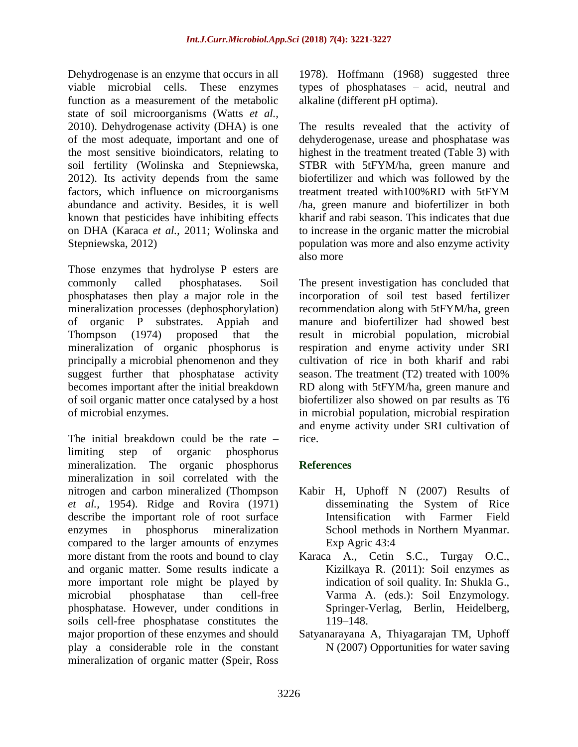Dehydrogenase is an enzyme that occurs in all viable microbial cells. These enzymes function as a measurement of the metabolic state of soil microorganisms (Watts *et al.,* 2010). Dehydrogenase activity (DHA) is one of the most adequate, important and one of the most sensitive bioindicators, relating to soil fertility (Wolinska and Stepniewska, 2012). Its activity depends from the same factors, which influence on microorganisms abundance and activity. Besides, it is well known that pesticides have inhibiting effects on DHA (Karaca *et al.,* 2011; Wolinska and Stepniewska, 2012)

Those enzymes that hydrolyse P esters are commonly called phosphatases. Soil phosphatases then play a major role in the mineralization processes (dephosphorylation) of organic P substrates. Appiah and Thompson (1974) proposed that the mineralization of organic phosphorus is principally a microbial phenomenon and they suggest further that phosphatase activity becomes important after the initial breakdown of soil organic matter once catalysed by a host of microbial enzymes.

The initial breakdown could be the rate – limiting step of organic phosphorus mineralization. The organic phosphorus mineralization in soil correlated with the nitrogen and carbon mineralized (Thompson *et al.,* 1954). Ridge and Rovira (1971) describe the important role of root surface enzymes in phosphorus mineralization compared to the larger amounts of enzymes more distant from the roots and bound to clay and organic matter. Some results indicate a more important role might be played by microbial phosphatase than cell-free phosphatase. However, under conditions in soils cell-free phosphatase constitutes the major proportion of these enzymes and should play a considerable role in the constant mineralization of organic matter (Speir, Ross 1978). Hoffmann (1968) suggested three types of phosphatases – acid, neutral and alkaline (different pH optima).

The results revealed that the activity of dehyderogenase, urease and phosphatase was highest in the treatment treated (Table 3) with STBR with 5tFYM/ha, green manure and biofertilizer and which was followed by the treatment treated with100%RD with 5tFYM /ha, green manure and biofertilizer in both kharif and rabi season. This indicates that due to increase in the organic matter the microbial population was more and also enzyme activity also more

The present investigation has concluded that incorporation of soil test based fertilizer recommendation along with 5tFYM/ha, green manure and biofertilizer had showed best result in microbial population, microbial respiration and enyme activity under SRI cultivation of rice in both kharif and rabi season. The treatment (T2) treated with 100% RD along with 5tFYM/ha, green manure and biofertilizer also showed on par results as T6 in microbial population, microbial respiration and enyme activity under SRI cultivation of rice.

## References

- Kabir H, Uphoff N (2007) Results of disseminating the System of Rice Intensification with Farmer Field School methods in Northern Myanmar. Exp Agric 43:4
- Karaca A., Cetin S.C., Turgay O.C., Kizilkaya R. (2011): Soil enzymes as indication of soil quality. In: Shukla G., Varma A. (eds.): Soil Enzymology. Springer-Verlag, Berlin, Heidelberg, 119–148.
- Satyanarayana A, Thiyagarajan TM, Uphoff N (2007) Opportunities for water saving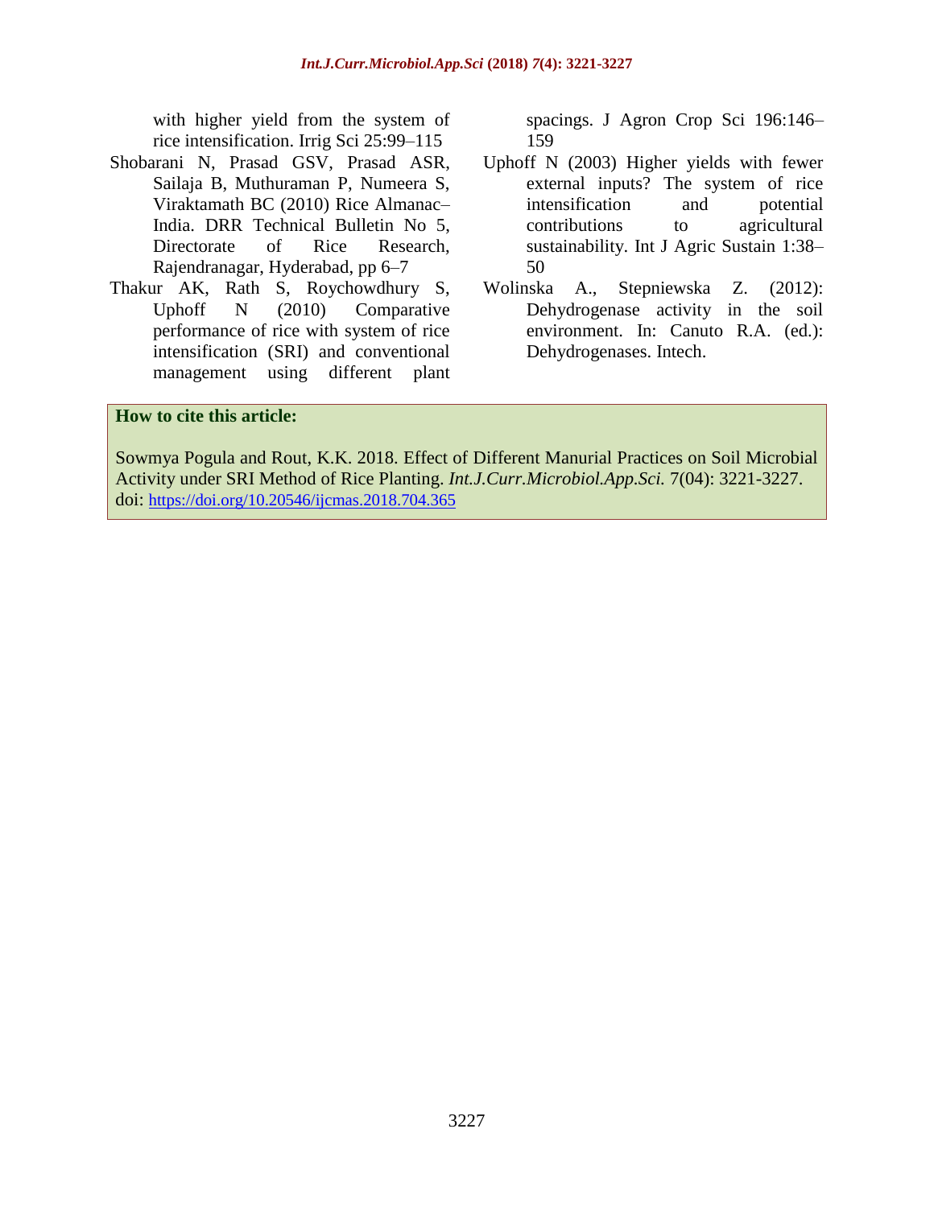with higher yield from the system of rice intensification. Irrig Sci 25:99–115

Shobarani N, Prasad GSV, Prasad ASR, Sailaja B, Muthuraman P, Numeera S, Viraktamath BC (2010) Rice Almanac–India. DRR Technical Bulletin No 5, Directorate of Rice Research, Rajendranagar, Hyderabad, pp 6–7

Thakur AK, Rath S, Roychowdhury S, Uphoff N (2010) Comparative performance of rice with system of rice intensification (SRI) and conventional management using different plant spacings. J Agron Crop Sci 196:146–159

Uphoff N (2003) Higher yields with fewer external inputs? The system of rice intensification and potential contributions to agricultural sustainability. Int J Agric Sustain 1:38–50

Wolinska A., Stepniewska Z. (2012): Dehydrogenase activity in the soil environment. In: Canuto R.A. (ed.): Dehydrogenases. Intech.

**How to cite this article:**

Sowmya Pogula and Rout, K.K. 2018. Effect of Different Manurial Practices on Soil Microbial Activity under SRI Method of Rice Planting. *Int.J.Curr.Microbiol.App.Sci.* 7(04): 3221-3227. doi: https://doi.org/10.20546/ijcmas.2018.704.365